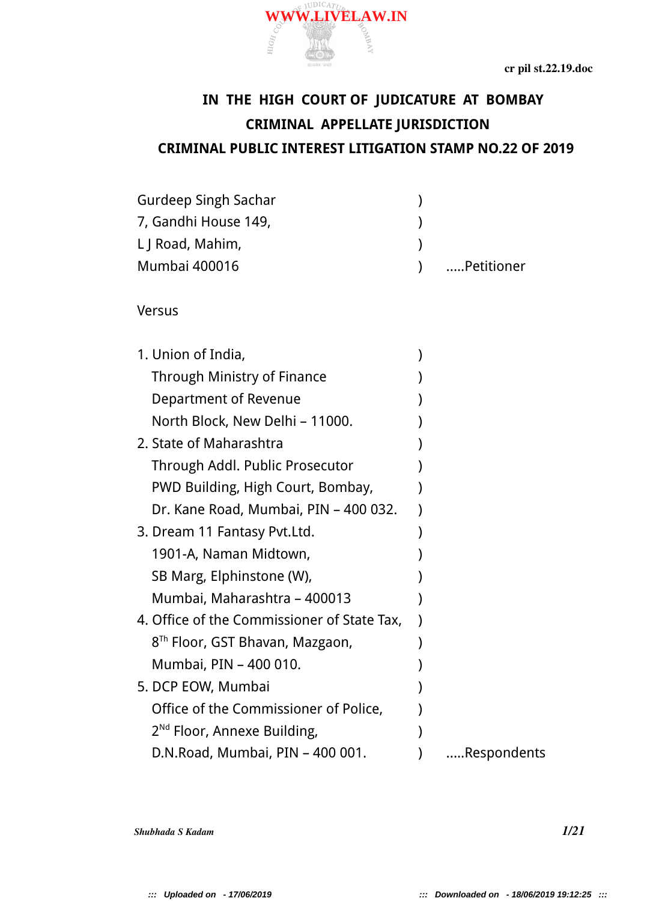# IN THE HIGH COURT OF JUDICATURE AT BOMBAY

## CRIMINAL APPELLATE JURISDICTION

## CRIMINAL PUBLIC INTEREST LITIGATION STAMP NO.22 OF 2019

Gurdeep Singh Sachar )
7, Gandhi House 149, )
L J Road, Mahim, )
Mumbai 400016 ) .....Petitioner

Versus

1. Union of India, )
   Through Ministry of Finance )
   Department of Revenue )
   North Block, New Delhi – 11000. )
2. State of Maharashtra )
   Through Addl. Public Prosecutor )
   PWD Building, High Court, Bombay, )
   Dr. Kane Road, Mumbai, PIN – 400 032. )
3. Dream 11 Fantasy Pvt.Ltd. )
   1901-A, Naman Midtown, )
   SB Marg, Elphinstone (W), )
   Mumbai, Maharashtra – 400013 )
4. Office of the Commissioner of State Tax, )
   8Th Floor, GST Bhavan, Mazgaon, )
   Mumbai, PIN – 400 010. )
5. DCP EOW, Mumbai )
   Office of the Commissioner of Police, )
   2Nd Floor, Annexe Building, )
   D.N.Road, Mumbai, PIN – 400 001. ) .....Respondents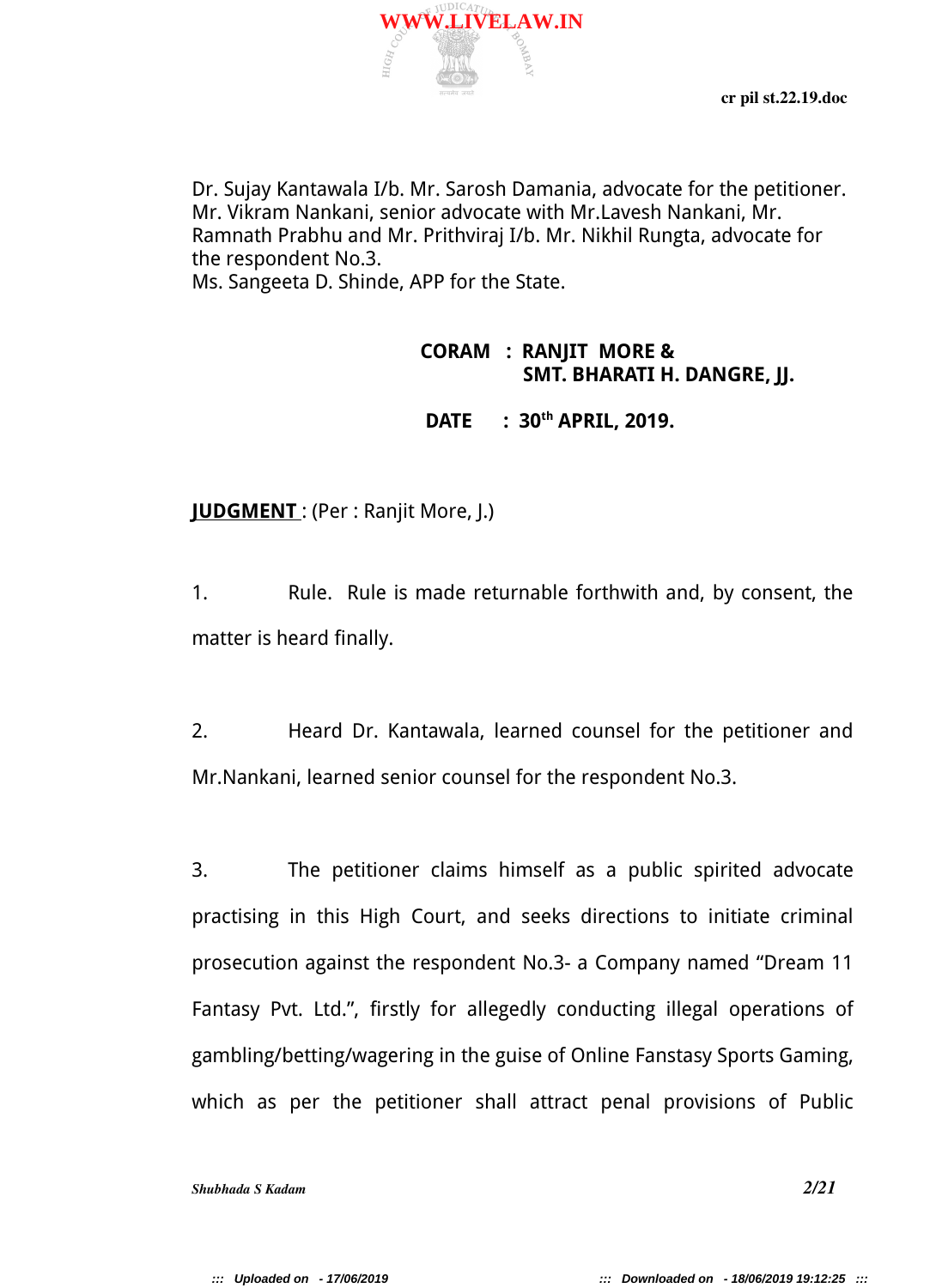Dr. Sujay Kantawala I/b. Mr. Sarosh Damania, advocate for the petitioner.
Mr. Vikram Nankani, senior advocate with Mr.Lavesh Nankani, Mr. Ramnath Prabhu and Mr. Prithviraj I/b. Mr. Nikhil Rungta, advocate for the respondent No.3.
Ms. Sangeeta D. Shinde, APP for the State.

**CORAM : RANJIT MORE &**
**SMT. BHARATI H. DANGRE, JJ.**

**DATE : 30th APRIL, 2019.**

**<u>JUDGMENT</u>** : (Per : Ranjit More, J.)

1. Rule. Rule is made returnable forthwith and, by consent, the matter is heard finally.

2. Heard Dr. Kantawala, learned counsel for the petitioner and Mr.Nankani, learned senior counsel for the respondent No.3.

3. The petitioner claims himself as a public spirited advocate practising in this High Court, and seeks directions to initiate criminal prosecution against the respondent No.3- a Company named "Dream 11 Fantasy Pvt. Ltd.", firstly for allegedly conducting illegal operations of gambling/betting/wagering in the guise of Online Fanstasy Sports Gaming, which as per the petitioner shall attract penal provisions of Public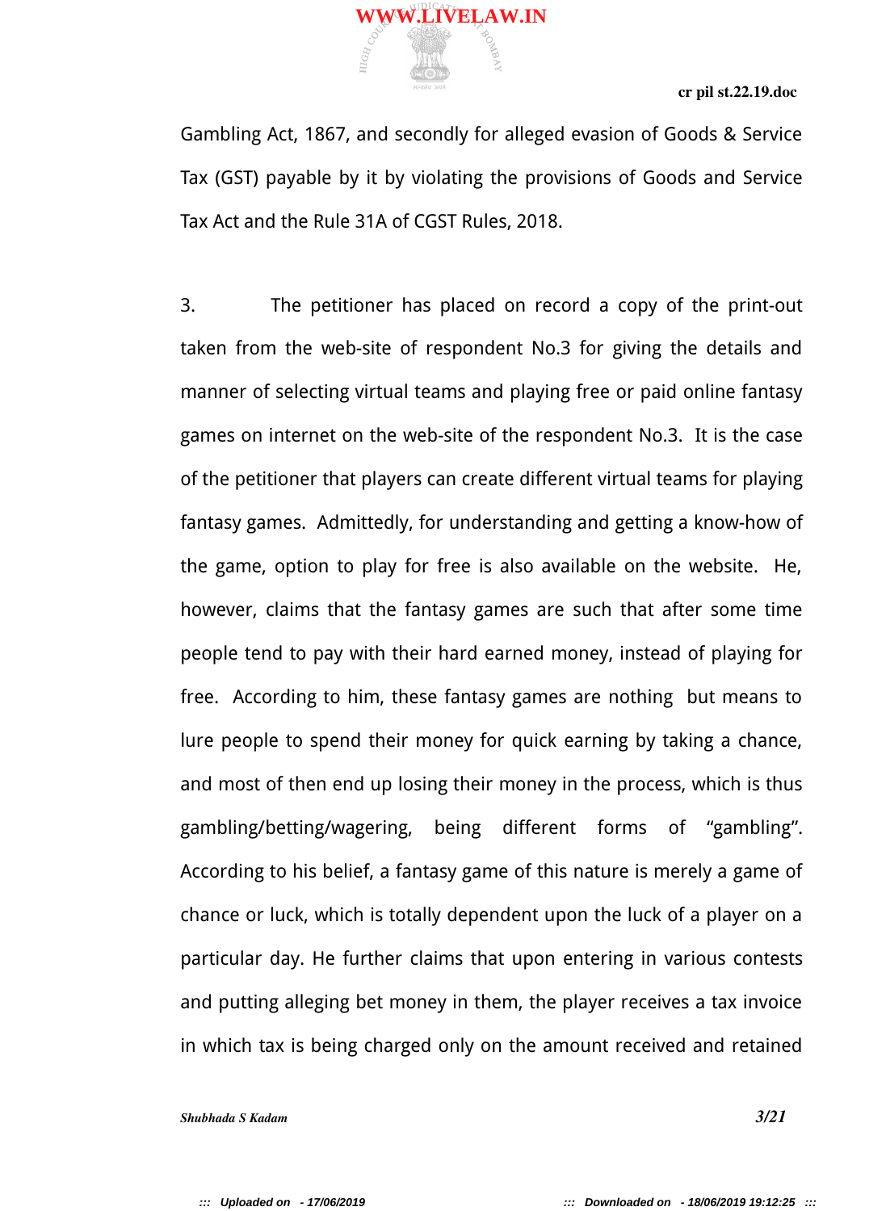Gambling Act, 1867, and secondly for alleged evasion of Goods & Service Tax (GST) payable by it by violating the provisions of Goods and Service Tax Act and the Rule 31A of CGST Rules, 2018.

3. The petitioner has placed on record a copy of the print-out taken from the web-site of respondent No.3 for giving the details and manner of selecting virtual teams and playing free or paid online fantasy games on internet on the web-site of the respondent No.3. It is the case of the petitioner that players can create different virtual teams for playing fantasy games. Admittedly, for understanding and getting a know-how of the game, option to play for free is also available on the website. He, however, claims that the fantasy games are such that after some time people tend to pay with their hard earned money, instead of playing for free. According to him, these fantasy games are nothing but means to lure people to spend their money for quick earning by taking a chance, and most of then end up losing their money in the process, which is thus gambling/betting/wagering, being different forms of "gambling". According to his belief, a fantasy game of this nature is merely a game of chance or luck, which is totally dependent upon the luck of a player on a particular day. He further claims that upon entering in various contests and putting alleging bet money in them, the player receives a tax invoice in which tax is being charged only on the amount received and retained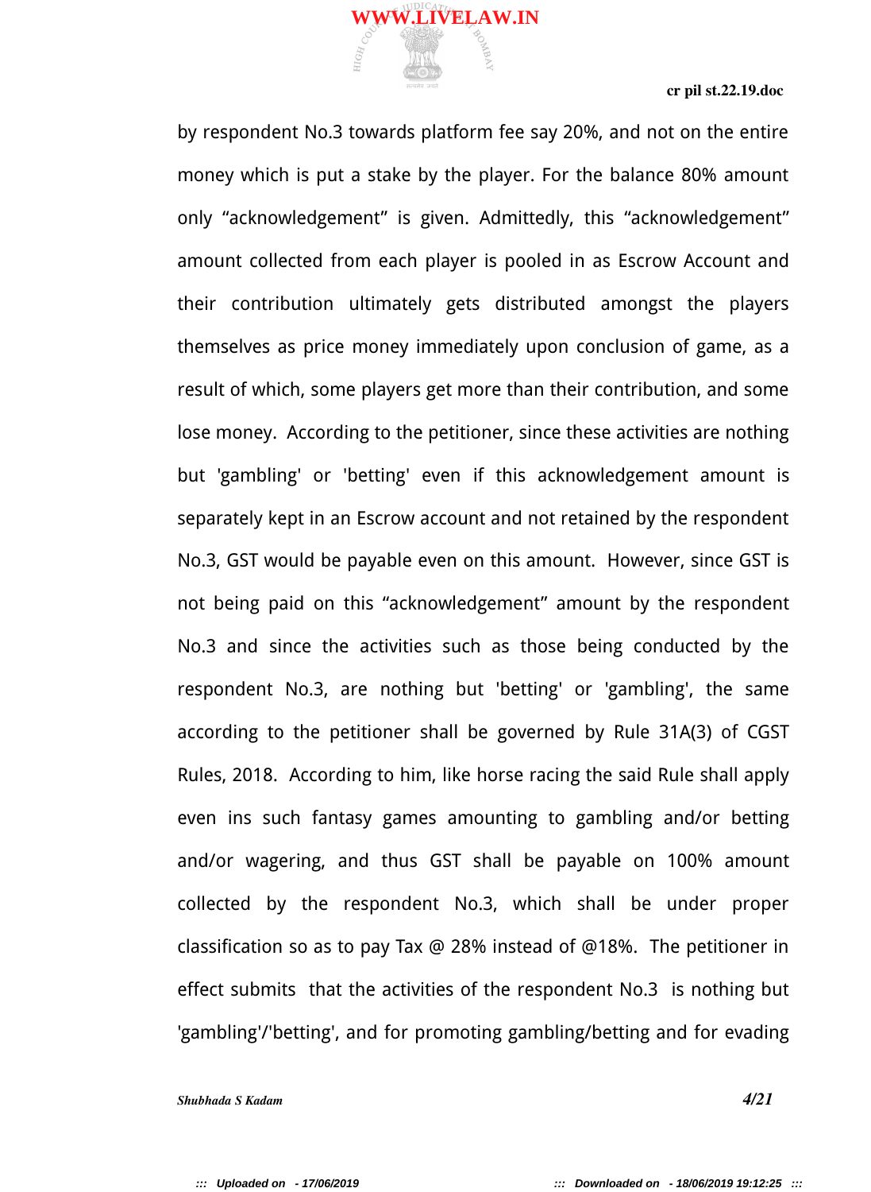by respondent No.3 towards platform fee say 20%, and not on the entire money which is put a stake by the player. For the balance 80% amount only "acknowledgement" is given. Admittedly, this "acknowledgement" amount collected from each player is pooled in as Escrow Account and their contribution ultimately gets distributed amongst the players themselves as price money immediately upon conclusion of game, as a result of which, some players get more than their contribution, and some lose money. According to the petitioner, since these activities are nothing but 'gambling' or 'betting' even if this acknowledgement amount is separately kept in an Escrow account and not retained by the respondent No.3, GST would be payable even on this amount. However, since GST is not being paid on this "acknowledgement" amount by the respondent No.3 and since the activities such as those being conducted by the respondent No.3, are nothing but 'betting' or 'gambling', the same according to the petitioner shall be governed by Rule 31A(3) of CGST Rules, 2018. According to him, like horse racing the said Rule shall apply even ins such fantasy games amounting to gambling and/or betting and/or wagering, and thus GST shall be payable on 100% amount collected by the respondent No.3, which shall be under proper classification so as to pay Tax @ 28% instead of @18%. The petitioner in effect submits that the activities of the respondent No.3 is nothing but 'gambling'/'betting', and for promoting gambling/betting and for evading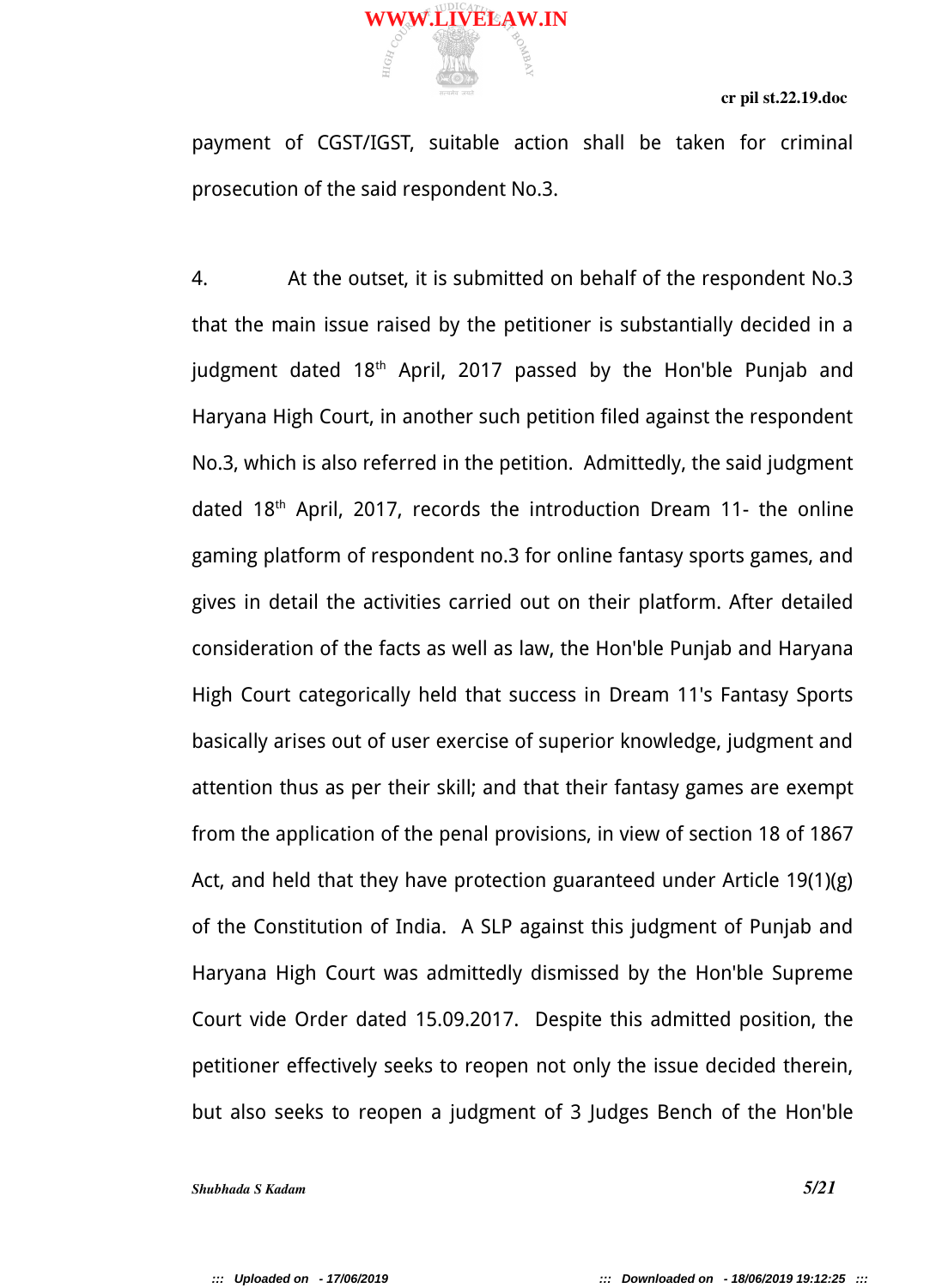payment of CGST/IGST, suitable action shall be taken for criminal prosecution of the said respondent No.3.

4. At the outset, it is submitted on behalf of the respondent No.3 that the main issue raised by the petitioner is substantially decided in a judgment dated 18th April, 2017 passed by the Hon'ble Punjab and Haryana High Court, in another such petition filed against the respondent No.3, which is also referred in the petition. Admittedly, the said judgment dated 18th April, 2017, records the introduction Dream 11- the online gaming platform of respondent no.3 for online fantasy sports games, and gives in detail the activities carried out on their platform. After detailed consideration of the facts as well as law, the Hon'ble Punjab and Haryana High Court categorically held that success in Dream 11's Fantasy Sports basically arises out of user exercise of superior knowledge, judgment and attention thus as per their skill; and that their fantasy games are exempt from the application of the penal provisions, in view of section 18 of 1867 Act, and held that they have protection guaranteed under Article 19(1)(g) of the Constitution of India. A SLP against this judgment of Punjab and Haryana High Court was admittedly dismissed by the Hon'ble Supreme Court vide Order dated 15.09.2017. Despite this admitted position, the petitioner effectively seeks to reopen not only the issue decided therein, but also seeks to reopen a judgment of 3 Judges Bench of the Hon'ble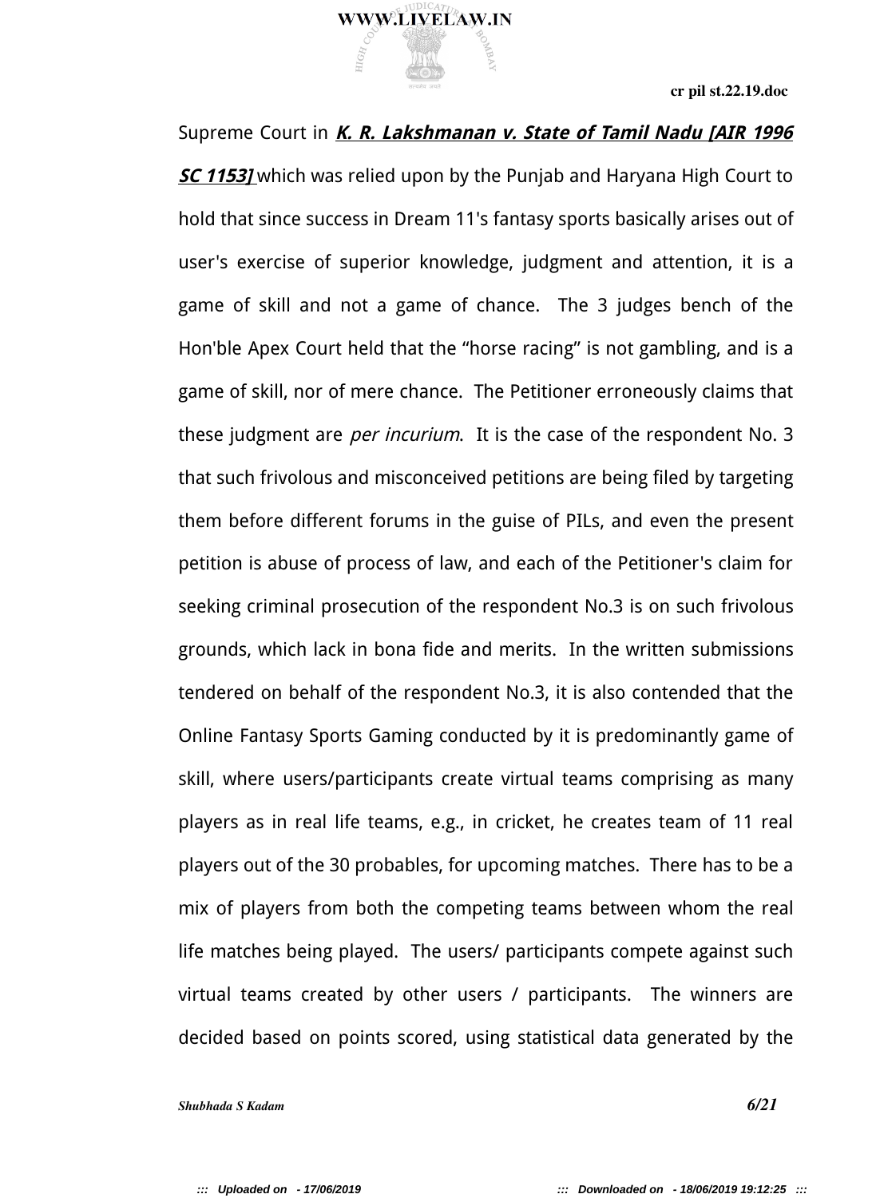Supreme Court in ***K. R. Lakshmanan v. State of Tamil Nadu [AIR 1996 SC 1153]*** which was relied upon by the Punjab and Haryana High Court to hold that since success in Dream 11's fantasy sports basically arises out of user's exercise of superior knowledge, judgment and attention, it is a game of skill and not a game of chance. The 3 judges bench of the Hon'ble Apex Court held that the "horse racing" is not gambling, and is a game of skill, nor of mere chance. The Petitioner erroneously claims that these judgment are *per incurium*. It is the case of the respondent No. 3 that such frivolous and misconceived petitions are being filed by targeting them before different forums in the guise of PILs, and even the present petition is abuse of process of law, and each of the Petitioner's claim for seeking criminal prosecution of the respondent No.3 is on such frivolous grounds, which lack in bona fide and merits. In the written submissions tendered on behalf of the respondent No.3, it is also contended that the Online Fantasy Sports Gaming conducted by it is predominantly game of skill, where users/participants create virtual teams comprising as many players as in real life teams, e.g., in cricket, he creates team of 11 real players out of the 30 probables, for upcoming matches. There has to be a mix of players from both the competing teams between whom the real life matches being played. The users/ participants compete against such virtual teams created by other users / participants. The winners are decided based on points scored, using statistical data generated by the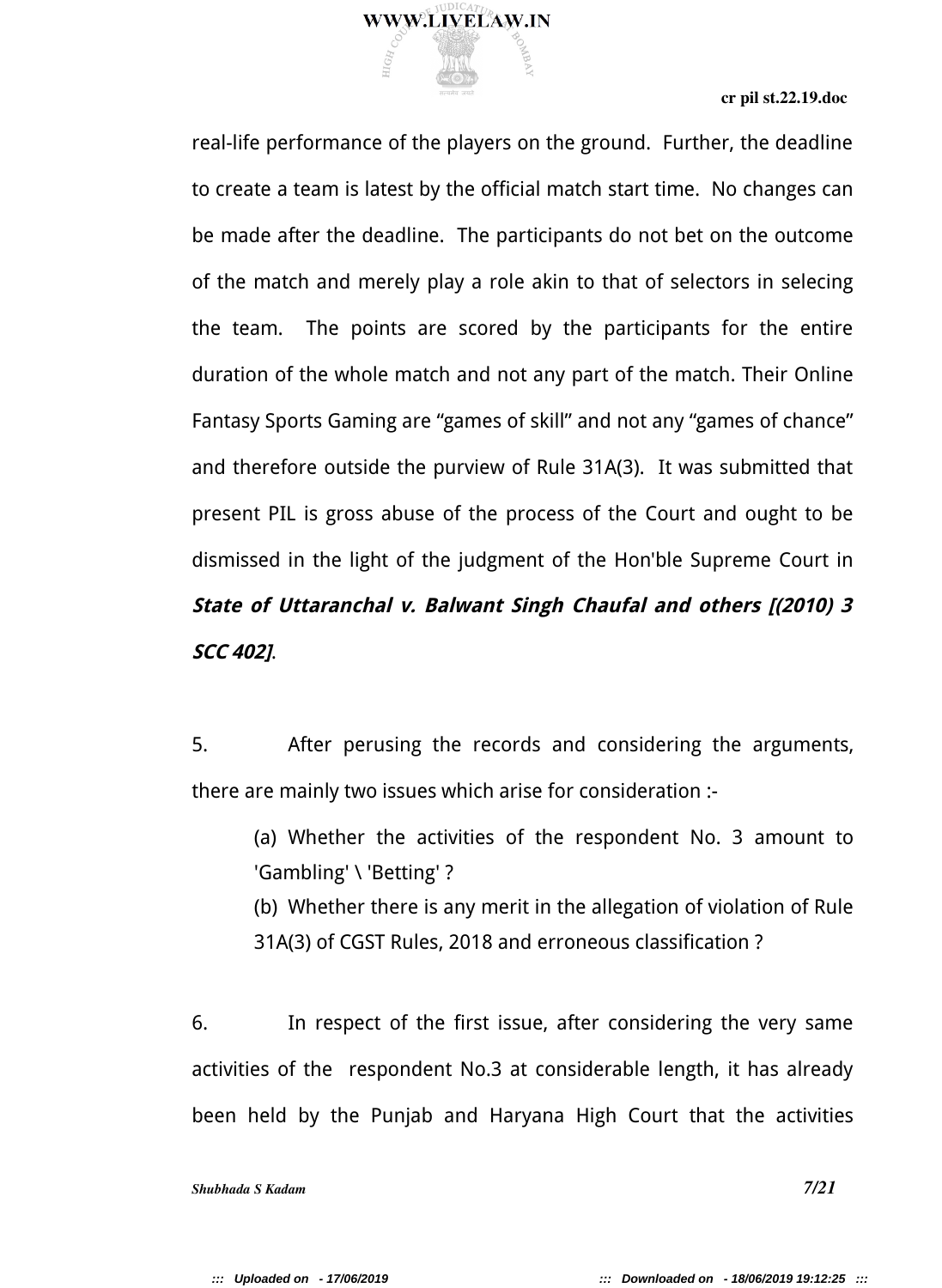real-life performance of the players on the ground. Further, the deadline to create a team is latest by the official match start time. No changes can be made after the deadline. The participants do not bet on the outcome of the match and merely play a role akin to that of selectors in selecing the team. The points are scored by the participants for the entire duration of the whole match and not any part of the match. Their Online Fantasy Sports Gaming are “games of skill” and not any “games of chance” and therefore outside the purview of Rule 31A(3). It was submitted that present PIL is gross abuse of the process of the Court and ought to be dismissed in the light of the judgment of the Hon'ble Supreme Court in ***State of Uttaranchal v. Balwant Singh Chaufal and others [(2010) 3 SCC 402]***.

5. After perusing the records and considering the arguments, there are mainly two issues which arise for consideration :-

> (a) Whether the activities of the respondent No. 3 amount to 'Gambling' \ 'Betting' ?
>
> (b) Whether there is any merit in the allegation of violation of Rule 31A(3) of CGST Rules, 2018 and erroneous classification ?

6. In respect of the first issue, after considering the very same activities of the respondent No.3 at considerable length, it has already been held by the Punjab and Haryana High Court that the activities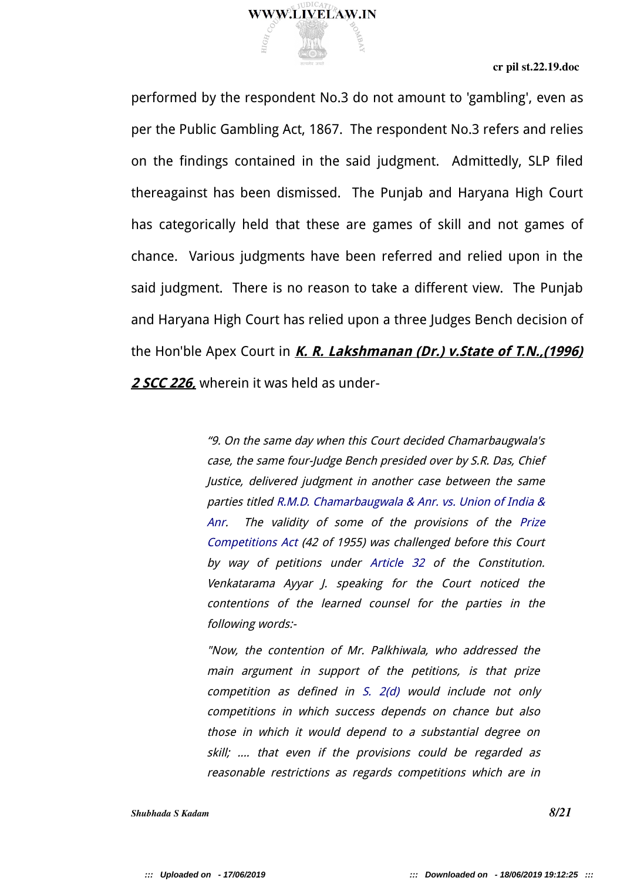performed by the respondent No.3 do not amount to 'gambling', even as per the Public Gambling Act, 1867. The respondent No.3 refers and relies on the findings contained in the said judgment. Admittedly, SLP filed thereagainst has been dismissed. The Punjab and Haryana High Court has categorically held that these are games of skill and not games of chance. Various judgments have been referred and relied upon in the said judgment. There is no reason to take a different view. The Punjab and Haryana High Court has relied upon a three Judges Bench decision of the Hon'ble Apex Court in ***K. R. Lakshmanan (Dr.) v.State of T.N.,(1996) 2 SCC 226,*** wherein it was held as under-

> *"9. On the same day when this Court decided Chamarbaugwala's case, the same four-Judge Bench presided over by S.R. Das, Chief Justice, delivered judgment in another case between the same parties titled R.M.D. Chamarbaugwala & Anr. vs. Union of India & Anr. The validity of some of the provisions of the Prize Competitions Act (42 of 1955) was challenged before this Court by way of petitions under Article 32 of the Constitution. Venkatarama Ayyar J. speaking for the Court noticed the contentions of the learned counsel for the parties in the following words:-*
>
> *"Now, the contention of Mr. Palkhiwala, who addressed the main argument in support of the petitions, is that prize competition as defined in S. 2(d) would include not only competitions in which success depends on chance but also those in which it would depend to a substantial degree on skill; .... that even if the provisions could be regarded as reasonable restrictions as regards competitions which are in*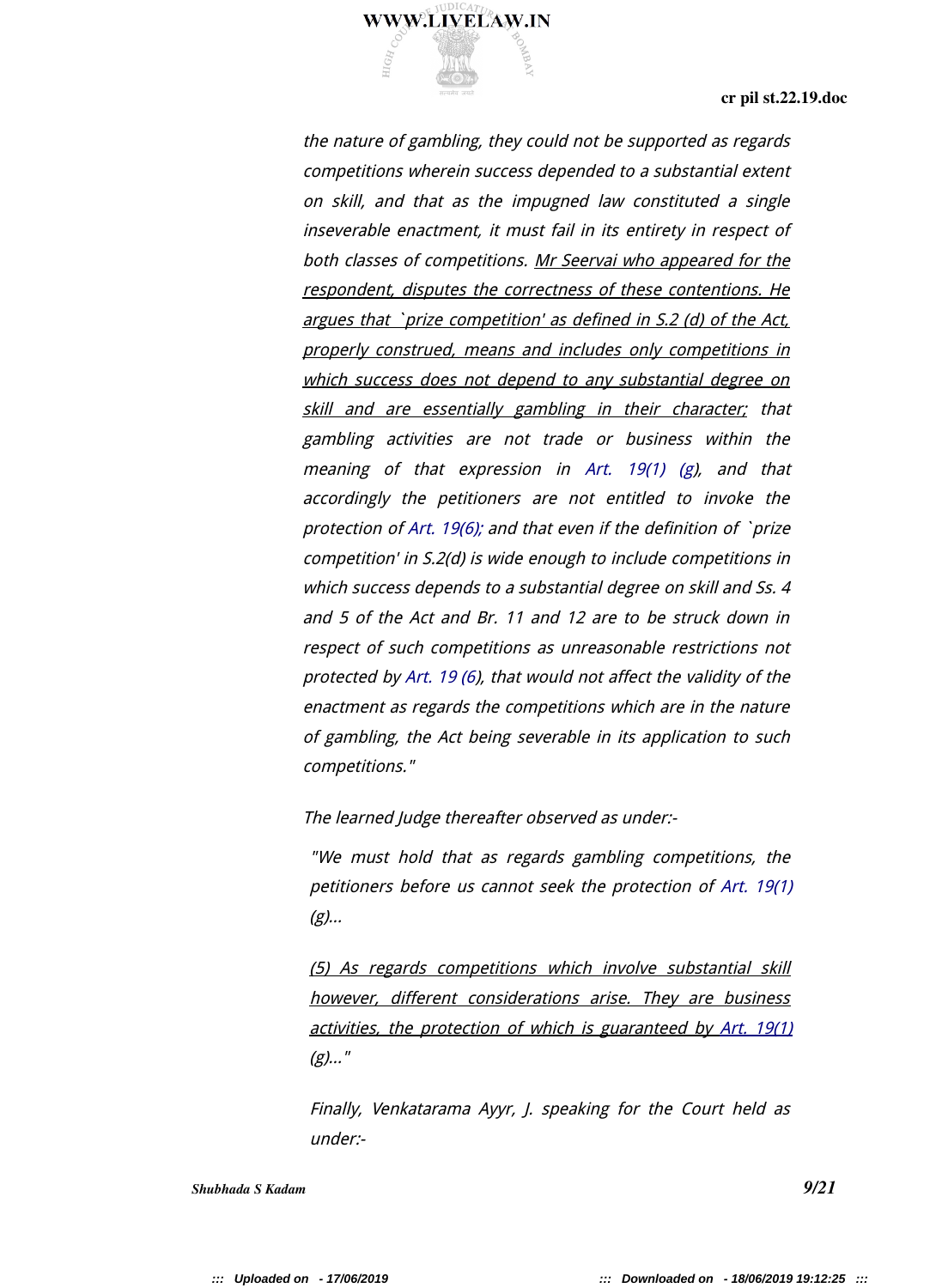*the nature of gambling, they could not be supported as regards competitions wherein success depended to a substantial extent on skill, and that as the impugned law constituted a single inseverable enactment, it must fail in its entirety in respect of both classes of competitions. <u>Mr Seervai who appeared for the respondent, disputes the correctness of these contentions. He argues that `prize competition' as defined in S.2 (d) of the Act, properly construed, means and includes only competitions in which success does not depend to any substantial degree on skill and are essentially gambling in their character;</u> that gambling activities are not trade or business within the meaning of that expression in Art. 19(1) (g), and that accordingly the petitioners are not entitled to invoke the protection of Art. 19(6); and that even if the definition of `prize competition' in S.2(d) is wide enough to include competitions in which success depends to a substantial degree on skill and Ss. 4 and 5 of the Act and Br. 11 and 12 are to be struck down in respect of such competitions as unreasonable restrictions not protected by Art. 19 (6), that would not affect the validity of the enactment as regards the competitions which are in the nature of gambling, the Act being severable in its application to such competitions."*

*The learned Judge thereafter observed as under:-*

> *"We must hold that as regards gambling competitions, the petitioners before us cannot seek the protection of Art. 19(1) (g)...*
>
> *<u>(5) As regards competitions which involve substantial skill however, different considerations arise. They are business activities, the protection of which is guaranteed by Art. 19(1)</u> (g)..."*
>
> *Finally, Venkatarama Ayyr, J. speaking for the Court held as under:-*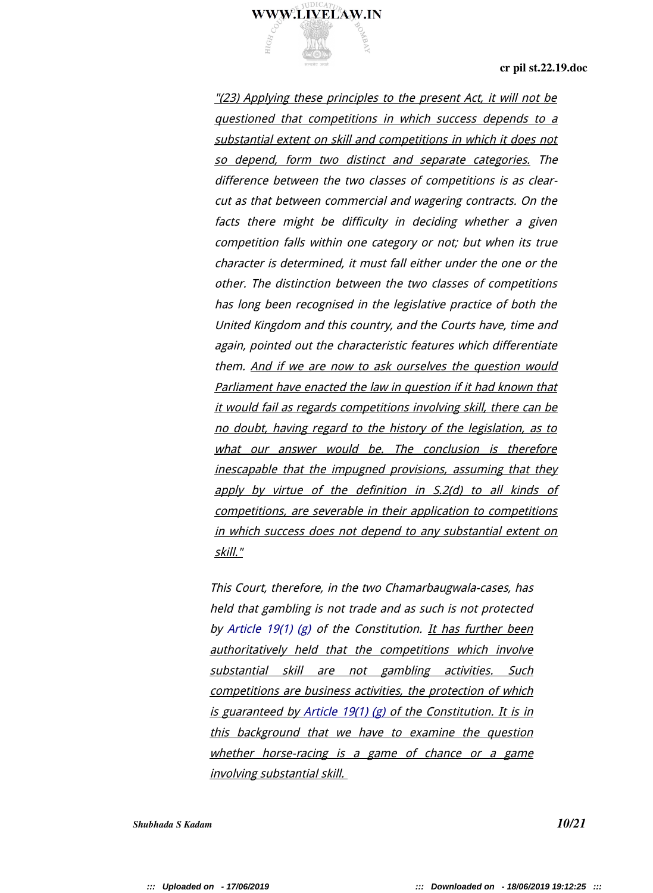*"(23) Applying these principles to the present Act, it will not be questioned that competitions in which success depends to a substantial extent on skill and competitions in which it does not so depend, form two distinct and separate categories. The difference between the two classes of competitions is as clear-cut as that between commercial and wagering contracts. On the facts there might be difficulty in deciding whether a given competition falls within one category or not; but when its true character is determined, it must fall either under the one or the other. The distinction between the two classes of competitions has long been recognised in the legislative practice of both the United Kingdom and this country, and the Courts have, time and again, pointed out the characteristic features which differentiate them. And if we are now to ask ourselves the question would Parliament have enacted the law in question if it had known that it would fail as regards competitions involving skill, there can be no doubt, having regard to the history of the legislation, as to what our answer would be. The conclusion is therefore inescapable that the impugned provisions, assuming that they apply by virtue of the definition in S.2(d) to all kinds of competitions, are severable in their application to competitions in which success does not depend to any substantial extent on skill."*

*This Court, therefore, in the two Chamarbaugwala-cases, has held that gambling is not trade and as such is not protected by Article 19(1) (g) of the Constitution. It has further been authoritatively held that the competitions which involve substantial skill are not gambling activities. Such competitions are business activities, the protection of which is guaranteed by Article 19(1) (g) of the Constitution. It is in this background that we have to examine the question whether horse-racing is a game of chance or a game involving substantial skill.*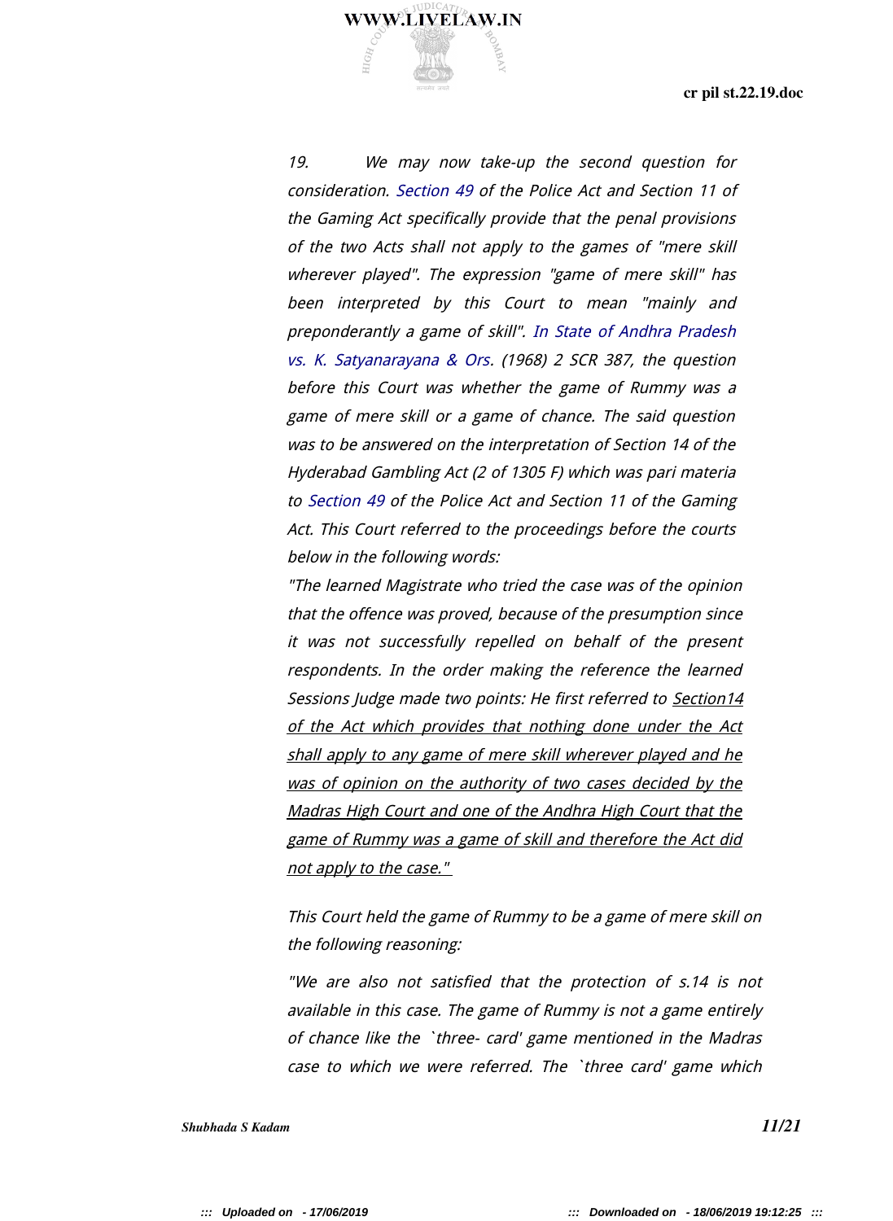*19. We may now take-up the second question for consideration. Section 49 of the Police Act and Section 11 of the Gaming Act specifically provide that the penal provisions of the two Acts shall not apply to the games of "mere skill wherever played". The expression "game of mere skill" has been interpreted by this Court to mean "mainly and preponderantly a game of skill". In State of Andhra Pradesh vs. K. Satyanarayana & Ors. (1968) 2 SCR 387, the question before this Court was whether the game of Rummy was a game of mere skill or a game of chance. The said question was to be answered on the interpretation of Section 14 of the Hyderabad Gambling Act (2 of 1305 F) which was pari materia to Section 49 of the Police Act and Section 11 of the Gaming Act. This Court referred to the proceedings before the courts below in the following words:*

*"The learned Magistrate who tried the case was of the opinion that the offence was proved, because of the presumption since it was not successfully repelled on behalf of the present respondents. In the order making the reference the learned Sessions Judge made two points: He first referred to <u>Section14 of the Act which provides that nothing done under the Act shall apply to any game of mere skill wherever played and he was of opinion on the authority of two cases decided by the Madras High Court and one of the Andhra High Court that the game of Rummy was a game of skill and therefore the Act did not apply to the case."</u>*

*This Court held the game of Rummy to be a game of mere skill on the following reasoning:*

*"We are also not satisfied that the protection of s.14 is not available in this case. The game of Rummy is not a game entirely of chance like the `three- card' game mentioned in the Madras case to which we were referred. The `three card' game which*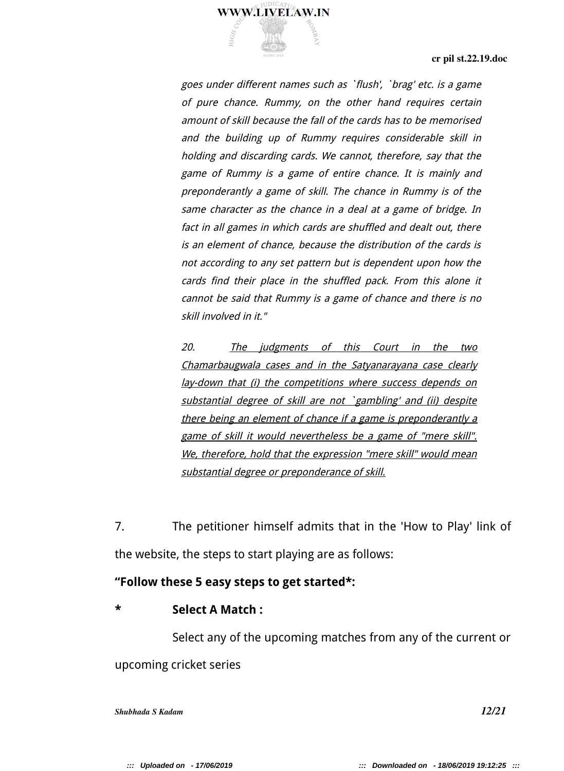> *goes under different names such as `flush', `brag' etc. is a game of pure chance. Rummy, on the other hand requires certain amount of skill because the fall of the cards has to be memorised and the building up of Rummy requires considerable skill in holding and discarding cards. We cannot, therefore, say that the game of Rummy is a game of entire chance. It is mainly and preponderantly a game of skill. The chance in Rummy is of the same character as the chance in a deal at a game of bridge. In fact in all games in which cards are shuffled and dealt out, there is an element of chance, because the distribution of the cards is not according to any set pattern but is dependent upon how the cards find their place in the shuffled pack. From this alone it cannot be said that Rummy is a game of chance and there is no skill involved in it."*
>
> *20. <u>The judgments of this Court in the two Chamarbaugwala cases and in the Satyanarayana case clearly lay-down that (i) the competitions where success depends on substantial degree of skill are not `gambling' and (ii) despite there being an element of chance if a game is preponderantly a game of skill it would nevertheless be a game of "mere skill". We, therefore, hold that the expression "mere skill" would mean substantial degree or preponderance of skill.</u>*

7. The petitioner himself admits that in the 'How to Play' link of the website, the steps to start playing are as follows:

**"Follow these 5 easy steps to get started*:**

**\* Select A Match :**

Select any of the upcoming matches from any of the current or upcoming cricket series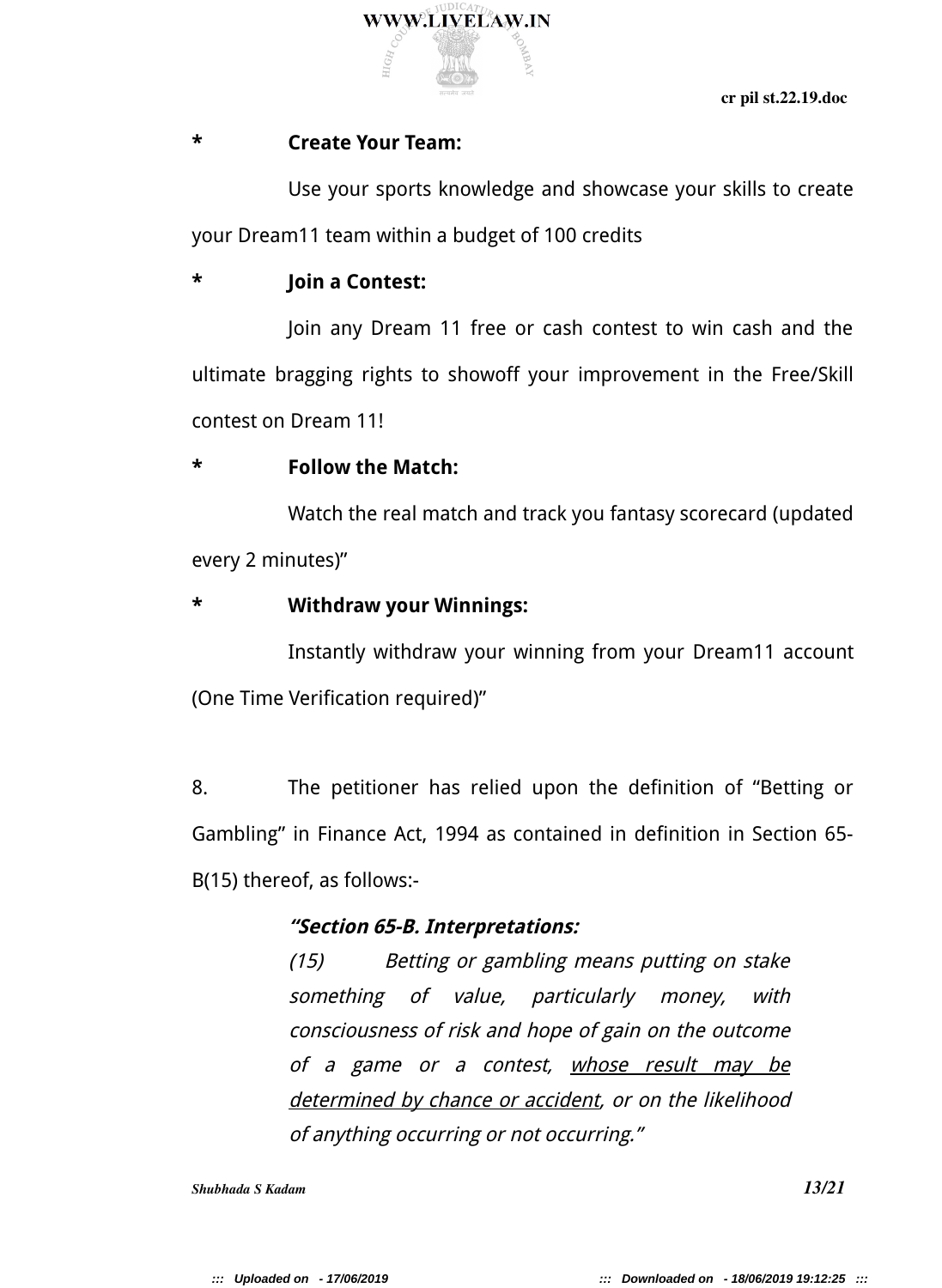* **Create Your Team:**

Use your sports knowledge and showcase your skills to create your Dream11 team within a budget of 100 credits

* **Join a Contest:**

Join any Dream 11 free or cash contest to win cash and the ultimate bragging rights to showoff your improvement in the Free/Skill contest on Dream 11!

* **Follow the Match:**

Watch the real match and track you fantasy scorecard (updated every 2 minutes)"

* **Withdraw your Winnings:**

Instantly withdraw your winning from your Dream11 account (One Time Verification required)"

8. The petitioner has relied upon the definition of "Betting or Gambling" in Finance Act, 1994 as contained in definition in Section 65-B(15) thereof, as follows:-

> ***"Section 65-B. Interpretations:***
>
> *(15) Betting or gambling means putting on stake something of value, particularly money, with consciousness of risk and hope of gain on the outcome of a game or a contest, <u>whose result may be determined by chance or accident</u>, or on the likelihood of anything occurring or not occurring."*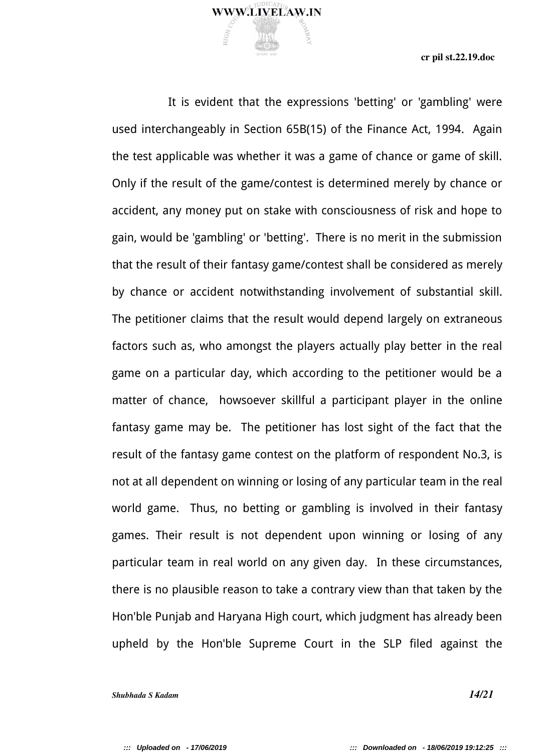It is evident that the expressions 'betting' or 'gambling' were used interchangeably in Section 65B(15) of the Finance Act, 1994. Again the test applicable was whether it was a game of chance or game of skill. Only if the result of the game/contest is determined merely by chance or accident, any money put on stake with consciousness of risk and hope to gain, would be 'gambling' or 'betting'. There is no merit in the submission that the result of their fantasy game/contest shall be considered as merely by chance or accident notwithstanding involvement of substantial skill. The petitioner claims that the result would depend largely on extraneous factors such as, who amongst the players actually play better in the real game on a particular day, which according to the petitioner would be a matter of chance, howsoever skillful a participant player in the online fantasy game may be. The petitioner has lost sight of the fact that the result of the fantasy game contest on the platform of respondent No.3, is not at all dependent on winning or losing of any particular team in the real world game. Thus, no betting or gambling is involved in their fantasy games. Their result is not dependent upon winning or losing of any particular team in real world on any given day. In these circumstances, there is no plausible reason to take a contrary view than that taken by the Hon'ble Punjab and Haryana High court, which judgment has already been upheld by the Hon'ble Supreme Court in the SLP filed against the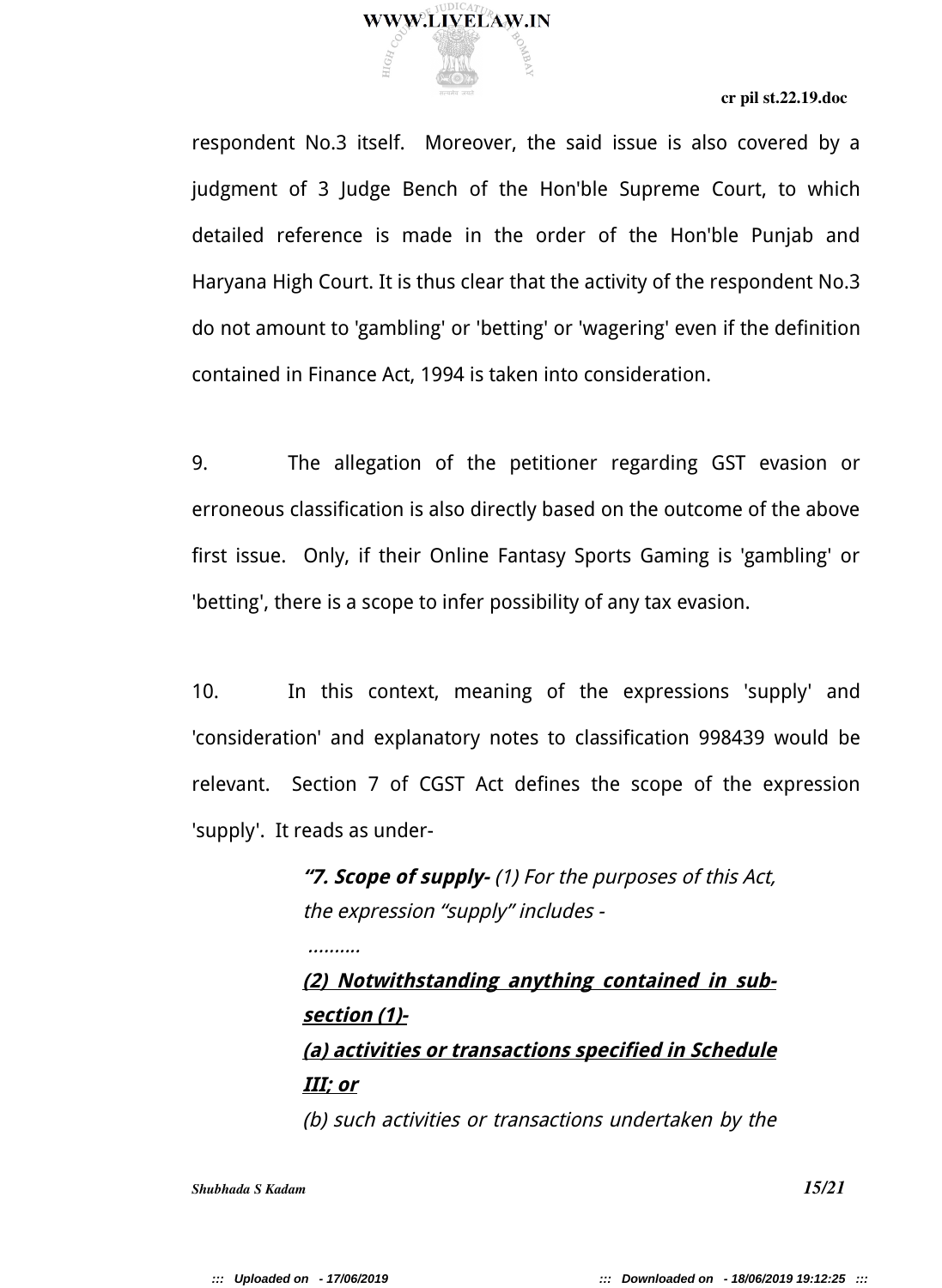respondent No.3 itself. Moreover, the said issue is also covered by a judgment of 3 Judge Bench of the Hon'ble Supreme Court, to which detailed reference is made in the order of the Hon'ble Punjab and Haryana High Court. It is thus clear that the activity of the respondent No.3 do not amount to 'gambling' or 'betting' or 'wagering' even if the definition contained in Finance Act, 1994 is taken into consideration.

9. The allegation of the petitioner regarding GST evasion or erroneous classification is also directly based on the outcome of the above first issue. Only, if their Online Fantasy Sports Gaming is 'gambling' or 'betting', there is a scope to infer possibility of any tax evasion.

10. In this context, meaning of the expressions 'supply' and 'consideration' and explanatory notes to classification 998439 would be relevant. Section 7 of CGST Act defines the scope of the expression 'supply'. It reads as under-

> ***"7. Scope of supply-*** *(1) For the purposes of this Act, the expression "supply" includes -*
>
> *..........*
>
> ***<u>(2) Notwithstanding anything contained in sub-section (1)-</u>***
>
> ***<u>(a) activities or transactions specified in Schedule III; or</u>***
>
> *(b) such activities or transactions undertaken by the*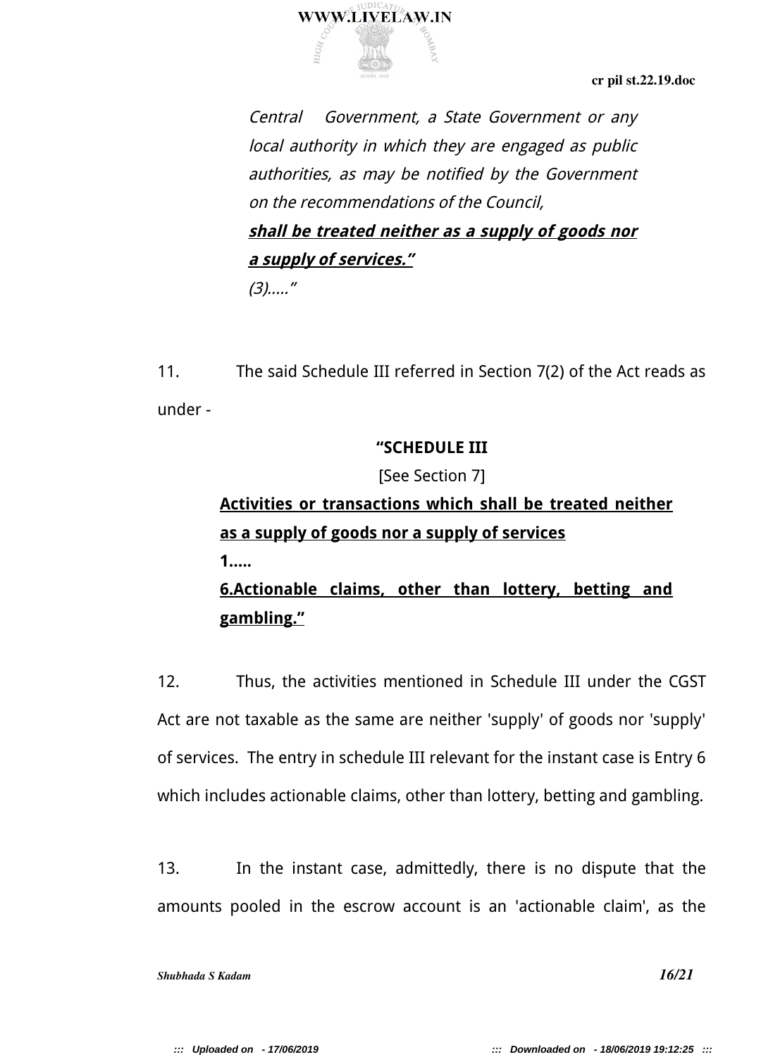*Central Government, a State Government or any local authority in which they are engaged as public authorities, as may be notified by the Government on the recommendations of the Council,*

***<u>shall be treated neither as a supply of goods nor a supply of services.”</u>***

*(3).....”*

11. The said Schedule III referred in Section 7(2) of the Act reads as under -

**“SCHEDULE III**

[See Section 7]

**<u>Activities or transactions which shall be treated neither as a supply of goods nor a supply of services</u>**

**1.....**

**<u>6.Actionable claims, other than lottery, betting and gambling.”</u>**

12. Thus, the activities mentioned in Schedule III under the CGST Act are not taxable as the same are neither 'supply' of goods nor 'supply' of services. The entry in schedule III relevant for the instant case is Entry 6 which includes actionable claims, other than lottery, betting and gambling.

13. In the instant case, admittedly, there is no dispute that the amounts pooled in the escrow account is an 'actionable claim', as the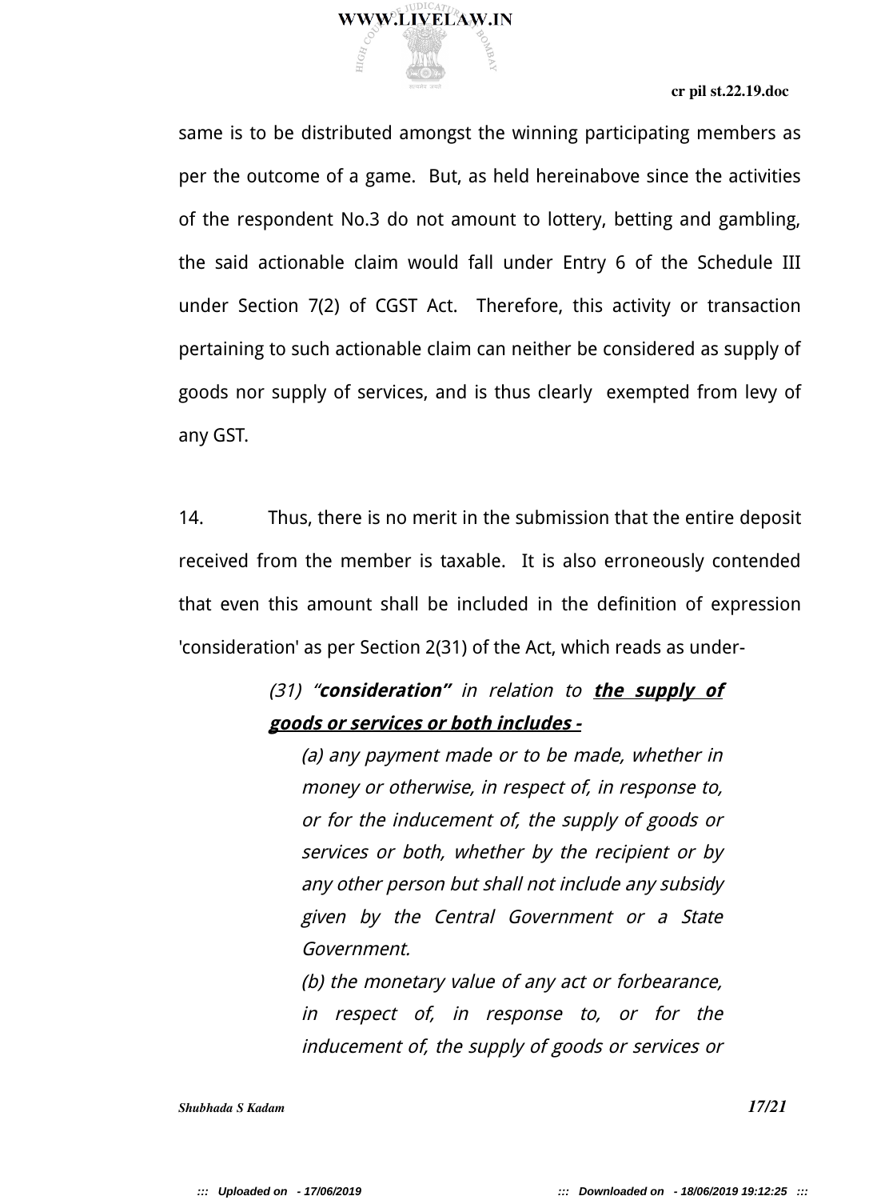same is to be distributed amongst the winning participating members as per the outcome of a game. But, as held hereinabove since the activities of the respondent No.3 do not amount to lottery, betting and gambling, the said actionable claim would fall under Entry 6 of the Schedule III under Section 7(2) of CGST Act. Therefore, this activity or transaction pertaining to such actionable claim can neither be considered as supply of goods nor supply of services, and is thus clearly exempted from levy of any GST.

14. Thus, there is no merit in the submission that the entire deposit received from the member is taxable. It is also erroneously contended that even this amount shall be included in the definition of expression 'consideration' as per Section 2(31) of the Act, which reads as under-

> *(31) "**consideration**" in relation to **<u>the supply of goods or services or both includes -</u>***
>
> *(a) any payment made or to be made, whether in money or otherwise, in respect of, in response to, or for the inducement of, the supply of goods or services or both, whether by the recipient or by any other person but shall not include any subsidy given by the Central Government or a State Government.*
>
> *(b) the monetary value of any act or forbearance, in respect of, in response to, or for the inducement of, the supply of goods or services or*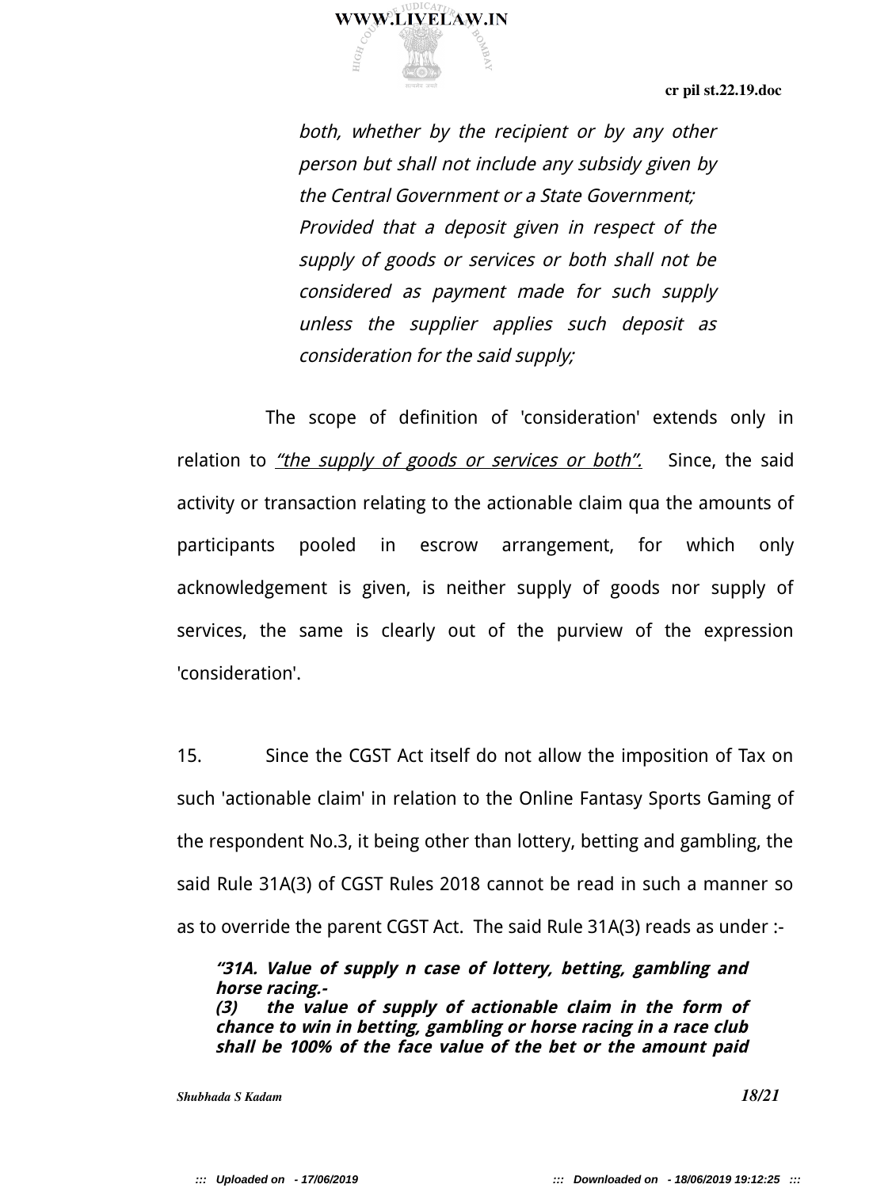*both, whether by the recipient or by any other person but shall not include any subsidy given by the Central Government or a State Government;*

*Provided that a deposit given in respect of the supply of goods or services or both shall not be considered as payment made for such supply unless the supplier applies such deposit as consideration for the said supply;*

The scope of definition of 'consideration' extends only in relation to *<u>"the supply of goods or services or both".</u>* Since, the said activity or transaction relating to the actionable claim qua the amounts of participants pooled in escrow arrangement, for which only acknowledgement is given, is neither supply of goods nor supply of services, the same is clearly out of the purview of the expression 'consideration'.

15. Since the CGST Act itself do not allow the imposition of Tax on such 'actionable claim' in relation to the Online Fantasy Sports Gaming of the respondent No.3, it being other than lottery, betting and gambling, the said Rule 31A(3) of CGST Rules 2018 cannot be read in such a manner so as to override the parent CGST Act. The said Rule 31A(3) reads as under :-

***"31A. Value of supply n case of lottery, betting, gambling and horse racing.-***
***(3) the value of supply of actionable claim in the form of chance to win in betting, gambling or horse racing in a race club shall be 100% of the face value of the bet or the amount paid***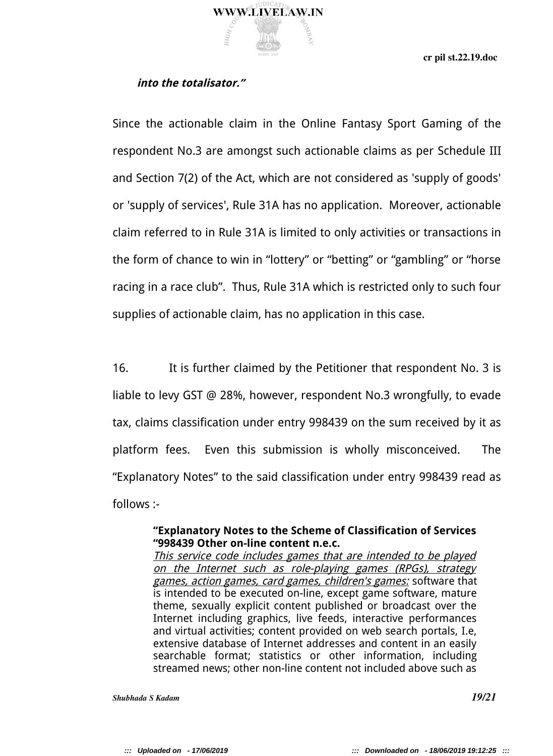***into the totalisator."***

Since the actionable claim in the Online Fantasy Sport Gaming of the respondent No.3 are amongst such actionable claims as per Schedule III and Section 7(2) of the Act, which are not considered as 'supply of goods' or 'supply of services', Rule 31A has no application. Moreover, actionable claim referred to in Rule 31A is limited to only activities or transactions in the form of chance to win in "lottery" or "betting" or "gambling" or "horse racing in a race club". Thus, Rule 31A which is restricted only to such four supplies of actionable claim, has no application in this case.

16. It is further claimed by the Petitioner that respondent No. 3 is liable to levy GST @ 28%, however, respondent No.3 wrongfully, to evade tax, claims classification under entry 998439 on the sum received by it as platform fees. Even this submission is wholly misconceived. The "Explanatory Notes" to the said classification under entry 998439 read as follows :-

> **"Explanatory Notes to the Scheme of Classification of Services "998439 Other on-line content n.e.c.**
> *This service code includes games that are intended to be played on the Internet such as role-playing games (RPGs), strategy games, action games, card games, children's games:* software that is intended to be executed on-line, except game software, mature theme, sexually explicit content published or broadcast over the Internet including graphics, live feeds, interactive performances and virtual activities; content provided on web search portals, I.e, extensive database of Internet addresses and content in an easily searchable format; statistics or other information, including streamed news; other non-line content not included above such as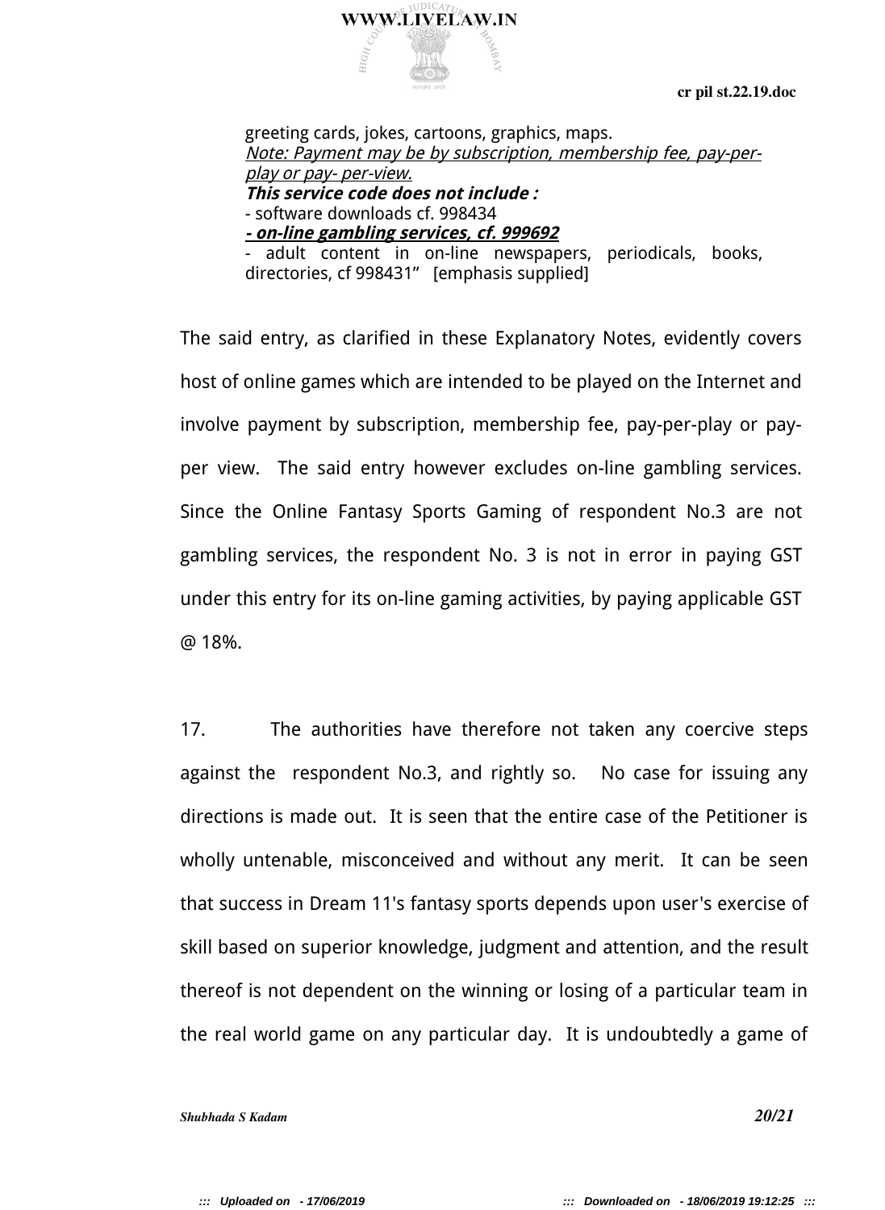greeting cards, jokes, cartoons, graphics, maps.
*Note: Payment may be by subscription, membership fee, pay-per-play or pay- per-view.*
***This service code does not include :***
- software downloads cf. 998434
- ***on-line gambling services, cf. 999692***
- adult content in on-line newspapers, periodicals, books, directories, cf 998431"   [emphasis supplied]

The said entry, as clarified in these Explanatory Notes, evidently covers host of online games which are intended to be played on the Internet and involve payment by subscription, membership fee, pay-per-play or pay-per view.  The said entry however excludes on-line gambling services. Since the Online Fantasy Sports Gaming of respondent No.3 are not gambling services, the respondent No. 3 is not in error in paying GST under this entry for its on-line gaming activities, by paying applicable GST @ 18%.

17.   The authorities have therefore not taken any coercive steps against the respondent No.3, and rightly so.   No case for issuing any directions is made out.  It is seen that the entire case of the Petitioner is wholly untenable, misconceived and without any merit.  It can be seen that success in Dream 11's fantasy sports depends upon user's exercise of skill based on superior knowledge, judgment and attention, and the result thereof is not dependent on the winning or losing of a particular team in the real world game on any particular day.  It is undoubtedly a game of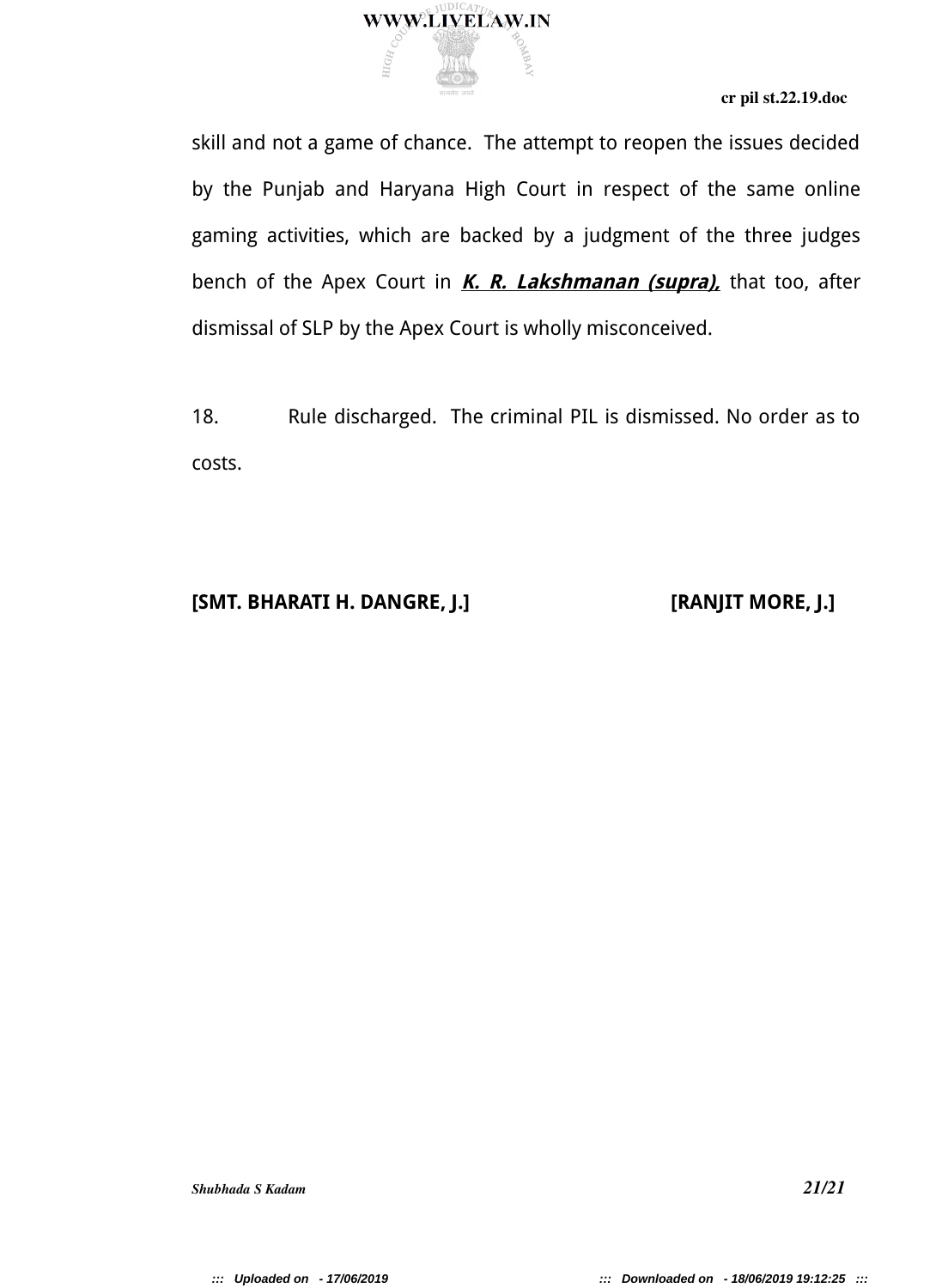skill and not a game of chance. The attempt to reopen the issues decided by the Punjab and Haryana High Court in respect of the same online gaming activities, which are backed by a judgment of the three judges bench of the Apex Court in ***K. R. Lakshmanan (supra),*** that too, after dismissal of SLP by the Apex Court is wholly misconceived.

18. Rule discharged. The criminal PIL is dismissed. No order as to costs.

**[SMT. BHARATI H. DANGRE, J.]** **[RANJIT MORE, J.]**